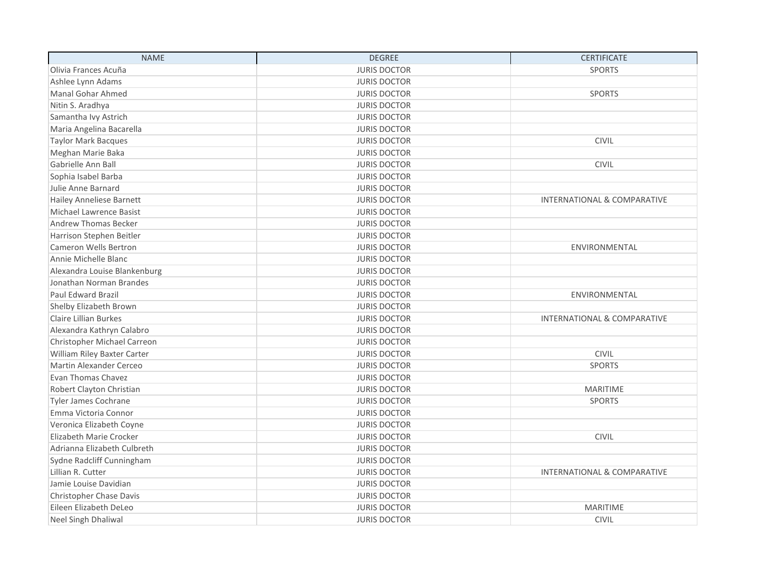| NAME | DEGREE | CERTIFICATE |
| --- | --- | --- |
| Olivia Frances Acuña | JURIS DOCTOR | SPORTS |
| Ashlee Lynn Adams | JURIS DOCTOR | |
| Manal Gohar Ahmed | JURIS DOCTOR | SPORTS |
| Nitin S. Aradhya | JURIS DOCTOR | |
| Samantha Ivy Astrich | JURIS DOCTOR | |
| Maria Angelina Bacarella | JURIS DOCTOR | |
| Taylor Mark Bacques | JURIS DOCTOR | CIVIL |
| Meghan Marie Baka | JURIS DOCTOR | |
| Gabrielle Ann Ball | JURIS DOCTOR | CIVIL |
| Sophia Isabel Barba | JURIS DOCTOR | |
| Julie Anne Barnard | JURIS DOCTOR | |
| Hailey Anneliese Barnett | JURIS DOCTOR | INTERNATIONAL & COMPARATIVE |
| Michael Lawrence Basist | JURIS DOCTOR | |
| Andrew Thomas Becker | JURIS DOCTOR | |
| Harrison Stephen Beitler | JURIS DOCTOR | |
| Cameron Wells Bertron | JURIS DOCTOR | ENVIRONMENTAL |
| Annie Michelle Blanc | JURIS DOCTOR | |
| Alexandra Louise Blankenburg | JURIS DOCTOR | |
| Jonathan Norman Brandes | JURIS DOCTOR | |
| Paul Edward Brazil | JURIS DOCTOR | ENVIRONMENTAL |
| Shelby Elizabeth Brown | JURIS DOCTOR | |
| Claire Lillian Burkes | JURIS DOCTOR | INTERNATIONAL & COMPARATIVE |
| Alexandra Kathryn Calabro | JURIS DOCTOR | |
| Christopher Michael Carreon | JURIS DOCTOR | |
| William Riley Baxter Carter | JURIS DOCTOR | CIVIL |
| Martin Alexander Cerceo | JURIS DOCTOR | SPORTS |
| Evan Thomas Chavez | JURIS DOCTOR | |
| Robert Clayton Christian | JURIS DOCTOR | MARITIME |
| Tyler James Cochrane | JURIS DOCTOR | SPORTS |
| Emma Victoria Connor | JURIS DOCTOR | |
| Veronica Elizabeth Coyne | JURIS DOCTOR | |
| Elizabeth Marie Crocker | JURIS DOCTOR | CIVIL |
| Adrianna Elizabeth Culbreth | JURIS DOCTOR | |
| Sydne Radcliff Cunningham | JURIS DOCTOR | |
| Lillian R. Cutter | JURIS DOCTOR | INTERNATIONAL & COMPARATIVE |
| Jamie Louise Davidian | JURIS DOCTOR | |
| Christopher Chase Davis | JURIS DOCTOR | |
| Eileen Elizabeth DeLeo | JURIS DOCTOR | MARITIME |
| Neel Singh Dhaliwal | JURIS DOCTOR | CIVIL |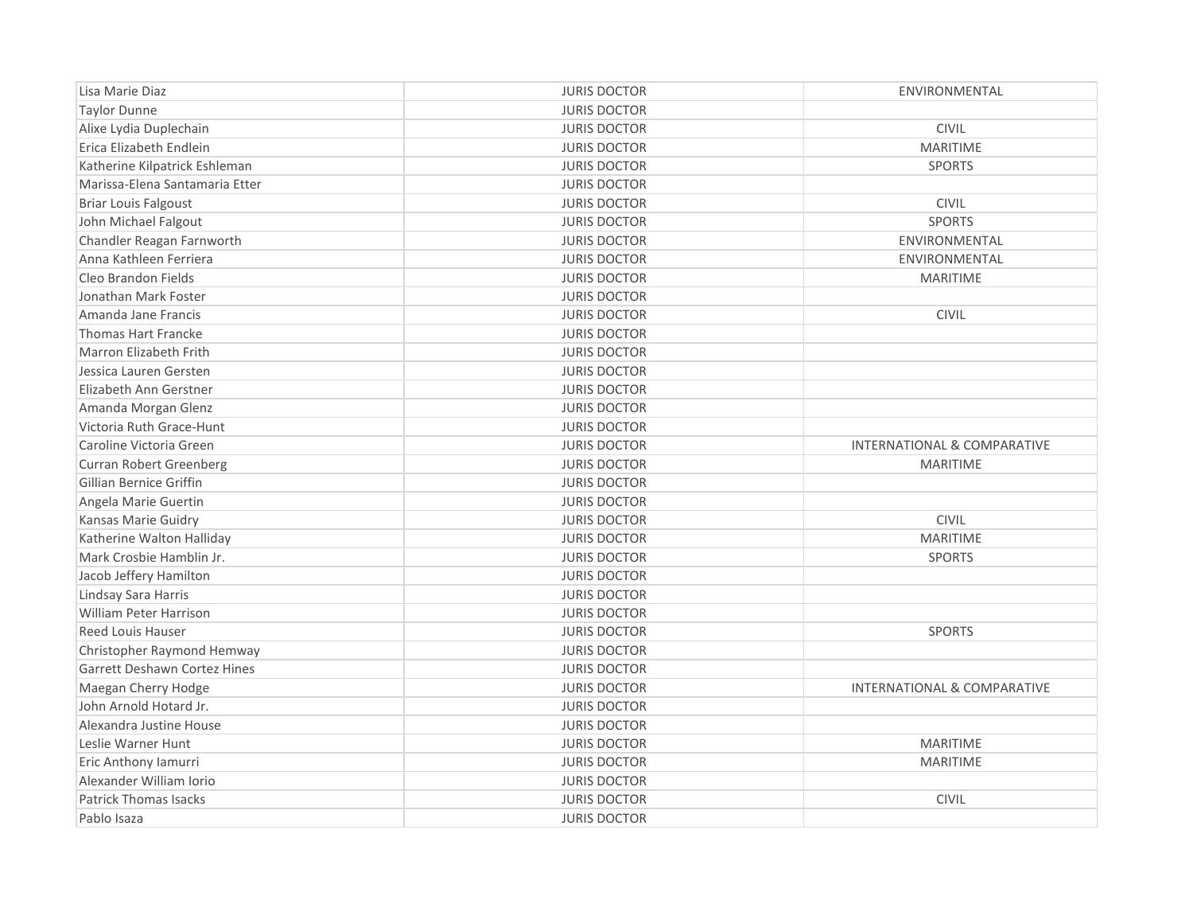| | | |
|---|---|---|
| Lisa Marie Diaz | JURIS DOCTOR | ENVIRONMENTAL |
| Taylor Dunne | JURIS DOCTOR | |
| Alixe Lydia Duplechain | JURIS DOCTOR | CIVIL |
| Erica Elizabeth Endlein | JURIS DOCTOR | MARITIME |
| Katherine Kilpatrick Eshleman | JURIS DOCTOR | SPORTS |
| Marissa-Elena Santamaria Etter | JURIS DOCTOR | |
| Briar Louis Falgoust | JURIS DOCTOR | CIVIL |
| John Michael Falgout | JURIS DOCTOR | SPORTS |
| Chandler Reagan Farnworth | JURIS DOCTOR | ENVIRONMENTAL |
| Anna Kathleen Ferriera | JURIS DOCTOR | ENVIRONMENTAL |
| Cleo Brandon Fields | JURIS DOCTOR | MARITIME |
| Jonathan Mark Foster | JURIS DOCTOR | |
| Amanda Jane Francis | JURIS DOCTOR | CIVIL |
| Thomas Hart Francke | JURIS DOCTOR | |
| Marron Elizabeth Frith | JURIS DOCTOR | |
| Jessica Lauren Gersten | JURIS DOCTOR | |
| Elizabeth Ann Gerstner | JURIS DOCTOR | |
| Amanda Morgan Glenz | JURIS DOCTOR | |
| Victoria Ruth Grace-Hunt | JURIS DOCTOR | |
| Caroline Victoria Green | JURIS DOCTOR | INTERNATIONAL & COMPARATIVE |
| Curran Robert Greenberg | JURIS DOCTOR | MARITIME |
| Gillian Bernice Griffin | JURIS DOCTOR | |
| Angela Marie Guertin | JURIS DOCTOR | |
| Kansas Marie Guidry | JURIS DOCTOR | CIVIL |
| Katherine Walton Halliday | JURIS DOCTOR | MARITIME |
| Mark Crosbie Hamblin Jr. | JURIS DOCTOR | SPORTS |
| Jacob Jeffery Hamilton | JURIS DOCTOR | |
| Lindsay Sara Harris | JURIS DOCTOR | |
| William Peter Harrison | JURIS DOCTOR | |
| Reed Louis Hauser | JURIS DOCTOR | SPORTS |
| Christopher Raymond Hemway | JURIS DOCTOR | |
| Garrett Deshawn Cortez Hines | JURIS DOCTOR | |
| Maegan Cherry Hodge | JURIS DOCTOR | INTERNATIONAL & COMPARATIVE |
| John Arnold Hotard Jr. | JURIS DOCTOR | |
| Alexandra Justine House | JURIS DOCTOR | |
| Leslie Warner Hunt | JURIS DOCTOR | MARITIME |
| Eric Anthony Iamurri | JURIS DOCTOR | MARITIME |
| Alexander William Iorio | JURIS DOCTOR | |
| Patrick Thomas Isacks | JURIS DOCTOR | CIVIL |
| Pablo Isaza | JURIS DOCTOR | |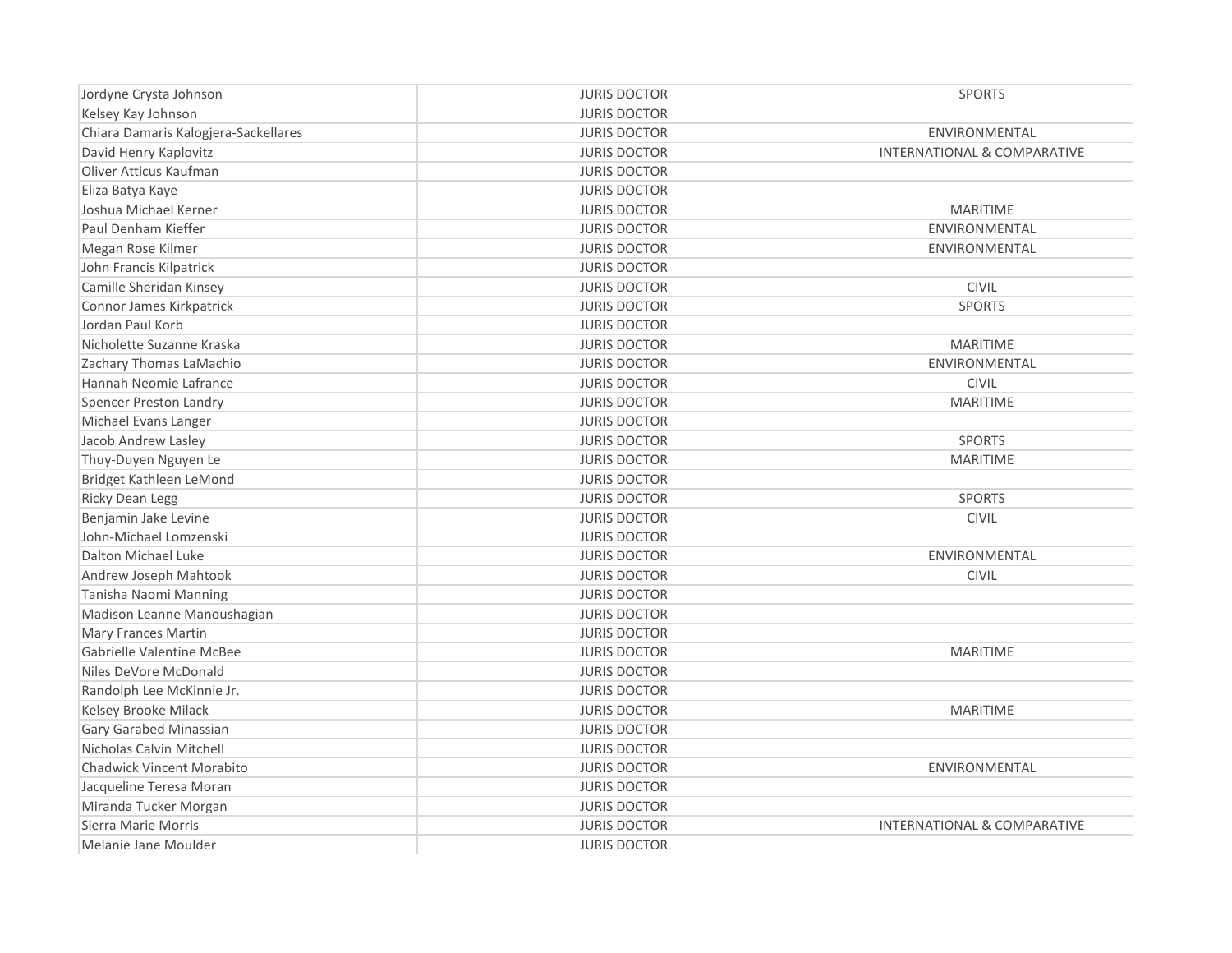| | | |
|---|---|---|
| Jordyne Crysta Johnson | JURIS DOCTOR | SPORTS |
| Kelsey Kay Johnson | JURIS DOCTOR | |
| Chiara Damaris Kalogjera-Sackellares | JURIS DOCTOR | ENVIRONMENTAL |
| David Henry Kaplovitz | JURIS DOCTOR | INTERNATIONAL & COMPARATIVE |
| Oliver Atticus Kaufman | JURIS DOCTOR | |
| Eliza Batya Kaye | JURIS DOCTOR | |
| Joshua Michael Kerner | JURIS DOCTOR | MARITIME |
| Paul Denham Kieffer | JURIS DOCTOR | ENVIRONMENTAL |
| Megan Rose Kilmer | JURIS DOCTOR | ENVIRONMENTAL |
| John Francis Kilpatrick | JURIS DOCTOR | |
| Camille Sheridan Kinsey | JURIS DOCTOR | CIVIL |
| Connor James Kirkpatrick | JURIS DOCTOR | SPORTS |
| Jordan Paul Korb | JURIS DOCTOR | |
| Nicholette Suzanne Kraska | JURIS DOCTOR | MARITIME |
| Zachary Thomas LaMachio | JURIS DOCTOR | ENVIRONMENTAL |
| Hannah Neomie Lafrance | JURIS DOCTOR | CIVIL |
| Spencer Preston Landry | JURIS DOCTOR | MARITIME |
| Michael Evans Langer | JURIS DOCTOR | |
| Jacob Andrew Lasley | JURIS DOCTOR | SPORTS |
| Thuy-Duyen Nguyen Le | JURIS DOCTOR | MARITIME |
| Bridget Kathleen LeMond | JURIS DOCTOR | |
| Ricky Dean Legg | JURIS DOCTOR | SPORTS |
| Benjamin Jake Levine | JURIS DOCTOR | CIVIL |
| John-Michael Lomzenski | JURIS DOCTOR | |
| Dalton Michael Luke | JURIS DOCTOR | ENVIRONMENTAL |
| Andrew Joseph Mahtook | JURIS DOCTOR | CIVIL |
| Tanisha Naomi Manning | JURIS DOCTOR | |
| Madison Leanne Manoushagian | JURIS DOCTOR | |
| Mary Frances Martin | JURIS DOCTOR | |
| Gabrielle Valentine McBee | JURIS DOCTOR | MARITIME |
| Niles DeVore McDonald | JURIS DOCTOR | |
| Randolph Lee McKinnie Jr. | JURIS DOCTOR | |
| Kelsey Brooke Milack | JURIS DOCTOR | MARITIME |
| Gary Garabed Minassian | JURIS DOCTOR | |
| Nicholas Calvin Mitchell | JURIS DOCTOR | |
| Chadwick Vincent Morabito | JURIS DOCTOR | ENVIRONMENTAL |
| Jacqueline Teresa Moran | JURIS DOCTOR | |
| Miranda Tucker Morgan | JURIS DOCTOR | |
| Sierra Marie Morris | JURIS DOCTOR | INTERNATIONAL & COMPARATIVE |
| Melanie Jane Moulder | JURIS DOCTOR | |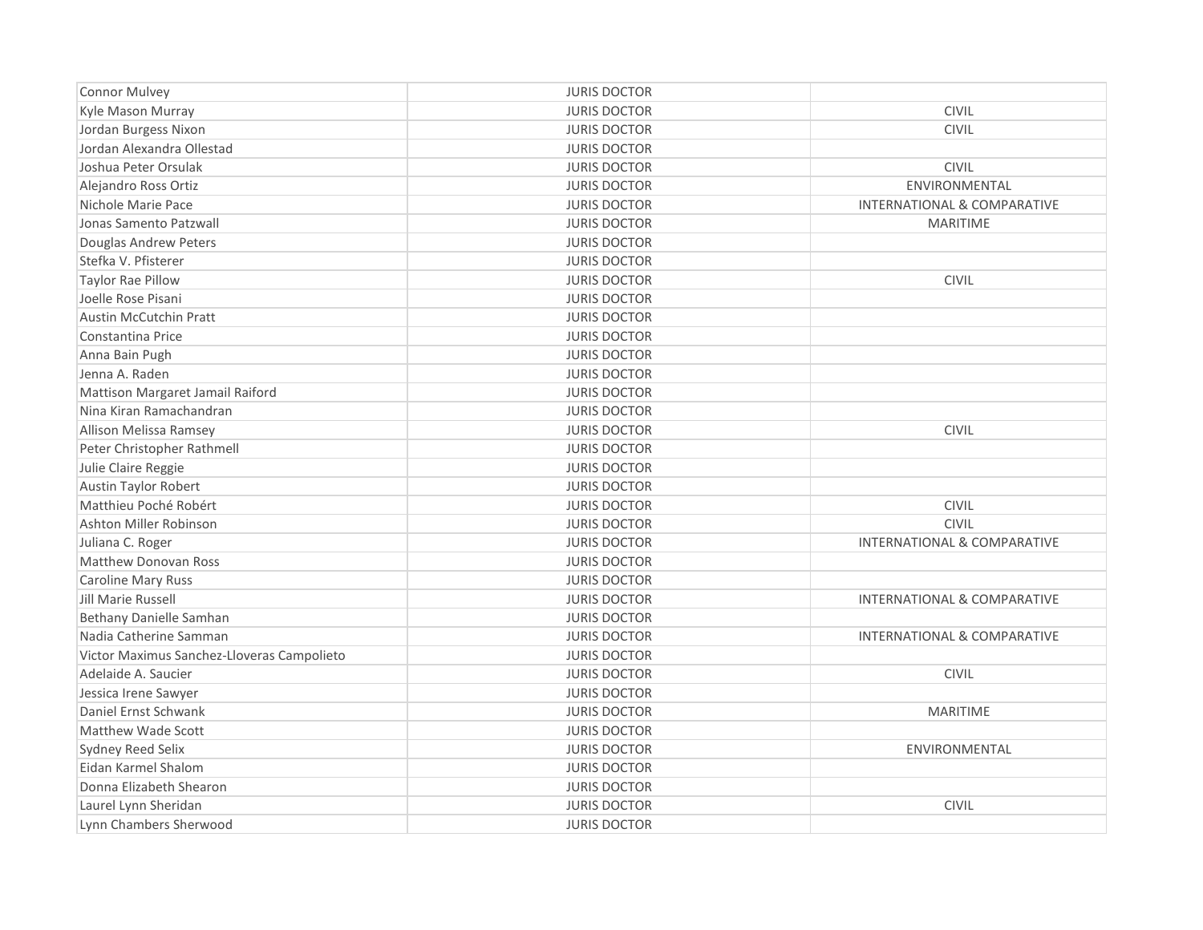| | | |
|---|---|---|
| Connor Mulvey | JURIS DOCTOR | |
| Kyle Mason Murray | JURIS DOCTOR | CIVIL |
| Jordan Burgess Nixon | JURIS DOCTOR | CIVIL |
| Jordan Alexandra Ollestad | JURIS DOCTOR | |
| Joshua Peter Orsulak | JURIS DOCTOR | CIVIL |
| Alejandro Ross Ortiz | JURIS DOCTOR | ENVIRONMENTAL |
| Nichole Marie Pace | JURIS DOCTOR | INTERNATIONAL & COMPARATIVE |
| Jonas Samento Patzwall | JURIS DOCTOR | MARITIME |
| Douglas Andrew Peters | JURIS DOCTOR | |
| Stefka V. Pfisterer | JURIS DOCTOR | |
| Taylor Rae Pillow | JURIS DOCTOR | CIVIL |
| Joelle Rose Pisani | JURIS DOCTOR | |
| Austin McCutchin Pratt | JURIS DOCTOR | |
| Constantina Price | JURIS DOCTOR | |
| Anna Bain Pugh | JURIS DOCTOR | |
| Jenna A. Raden | JURIS DOCTOR | |
| Mattison Margaret Jamail Raiford | JURIS DOCTOR | |
| Nina Kiran Ramachandran | JURIS DOCTOR | |
| Allison Melissa Ramsey | JURIS DOCTOR | CIVIL |
| Peter Christopher Rathmell | JURIS DOCTOR | |
| Julie Claire Reggie | JURIS DOCTOR | |
| Austin Taylor Robert | JURIS DOCTOR | |
| Matthieu Poché Robért | JURIS DOCTOR | CIVIL |
| Ashton Miller Robinson | JURIS DOCTOR | CIVIL |
| Juliana C. Roger | JURIS DOCTOR | INTERNATIONAL & COMPARATIVE |
| Matthew Donovan Ross | JURIS DOCTOR | |
| Caroline Mary Russ | JURIS DOCTOR | |
| Jill Marie Russell | JURIS DOCTOR | INTERNATIONAL & COMPARATIVE |
| Bethany Danielle Samhan | JURIS DOCTOR | |
| Nadia Catherine Samman | JURIS DOCTOR | INTERNATIONAL & COMPARATIVE |
| Victor Maximus Sanchez-Lloveras Campolieto | JURIS DOCTOR | |
| Adelaide A. Saucier | JURIS DOCTOR | CIVIL |
| Jessica Irene Sawyer | JURIS DOCTOR | |
| Daniel Ernst Schwank | JURIS DOCTOR | MARITIME |
| Matthew Wade Scott | JURIS DOCTOR | |
| Sydney Reed Selix | JURIS DOCTOR | ENVIRONMENTAL |
| Eidan Karmel Shalom | JURIS DOCTOR | |
| Donna Elizabeth Shearon | JURIS DOCTOR | |
| Laurel Lynn Sheridan | JURIS DOCTOR | CIVIL |
| Lynn Chambers Sherwood | JURIS DOCTOR | |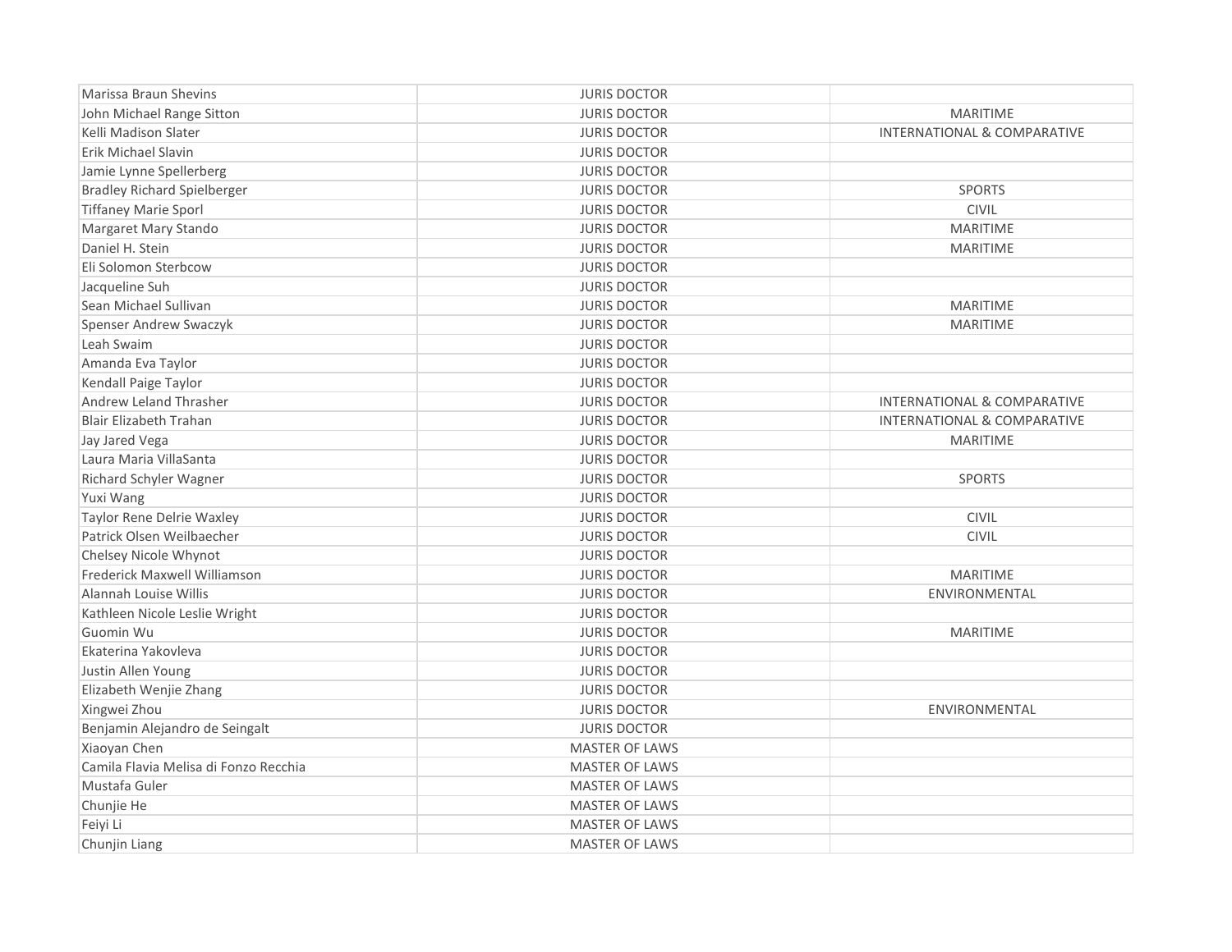| | | |
|---|---|---|
| Marissa Braun Shevins | JURIS DOCTOR | |
| John Michael Range Sitton | JURIS DOCTOR | MARITIME |
| Kelli Madison Slater | JURIS DOCTOR | INTERNATIONAL & COMPARATIVE |
| Erik Michael Slavin | JURIS DOCTOR | |
| Jamie Lynne Spellerberg | JURIS DOCTOR | |
| Bradley Richard Spielberger | JURIS DOCTOR | SPORTS |
| Tiffaney Marie Sporl | JURIS DOCTOR | CIVIL |
| Margaret Mary Stando | JURIS DOCTOR | MARITIME |
| Daniel H. Stein | JURIS DOCTOR | MARITIME |
| Eli Solomon Sterbcow | JURIS DOCTOR | |
| Jacqueline Suh | JURIS DOCTOR | |
| Sean Michael Sullivan | JURIS DOCTOR | MARITIME |
| Spenser Andrew Swaczyk | JURIS DOCTOR | MARITIME |
| Leah Swaim | JURIS DOCTOR | |
| Amanda Eva Taylor | JURIS DOCTOR | |
| Kendall Paige Taylor | JURIS DOCTOR | |
| Andrew Leland Thrasher | JURIS DOCTOR | INTERNATIONAL & COMPARATIVE |
| Blair Elizabeth Trahan | JURIS DOCTOR | INTERNATIONAL & COMPARATIVE |
| Jay Jared Vega | JURIS DOCTOR | MARITIME |
| Laura Maria VillaSanta | JURIS DOCTOR | |
| Richard Schyler Wagner | JURIS DOCTOR | SPORTS |
| Yuxi Wang | JURIS DOCTOR | |
| Taylor Rene Delrie Waxley | JURIS DOCTOR | CIVIL |
| Patrick Olsen Weilbaecher | JURIS DOCTOR | CIVIL |
| Chelsey Nicole Whynot | JURIS DOCTOR | |
| Frederick Maxwell Williamson | JURIS DOCTOR | MARITIME |
| Alannah Louise Willis | JURIS DOCTOR | ENVIRONMENTAL |
| Kathleen Nicole Leslie Wright | JURIS DOCTOR | |
| Guomin Wu | JURIS DOCTOR | MARITIME |
| Ekaterina Yakovleva | JURIS DOCTOR | |
| Justin Allen Young | JURIS DOCTOR | |
| Elizabeth Wenjie Zhang | JURIS DOCTOR | |
| Xingwei Zhou | JURIS DOCTOR | ENVIRONMENTAL |
| Benjamin Alejandro de Seingalt | JURIS DOCTOR | |
| Xiaoyan Chen | MASTER OF LAWS | |
| Camila Flavia Melisa di Fonzo Recchia | MASTER OF LAWS | |
| Mustafa Guler | MASTER OF LAWS | |
| Chunjie He | MASTER OF LAWS | |
| Feiyi Li | MASTER OF LAWS | |
| Chunjin Liang | MASTER OF LAWS | |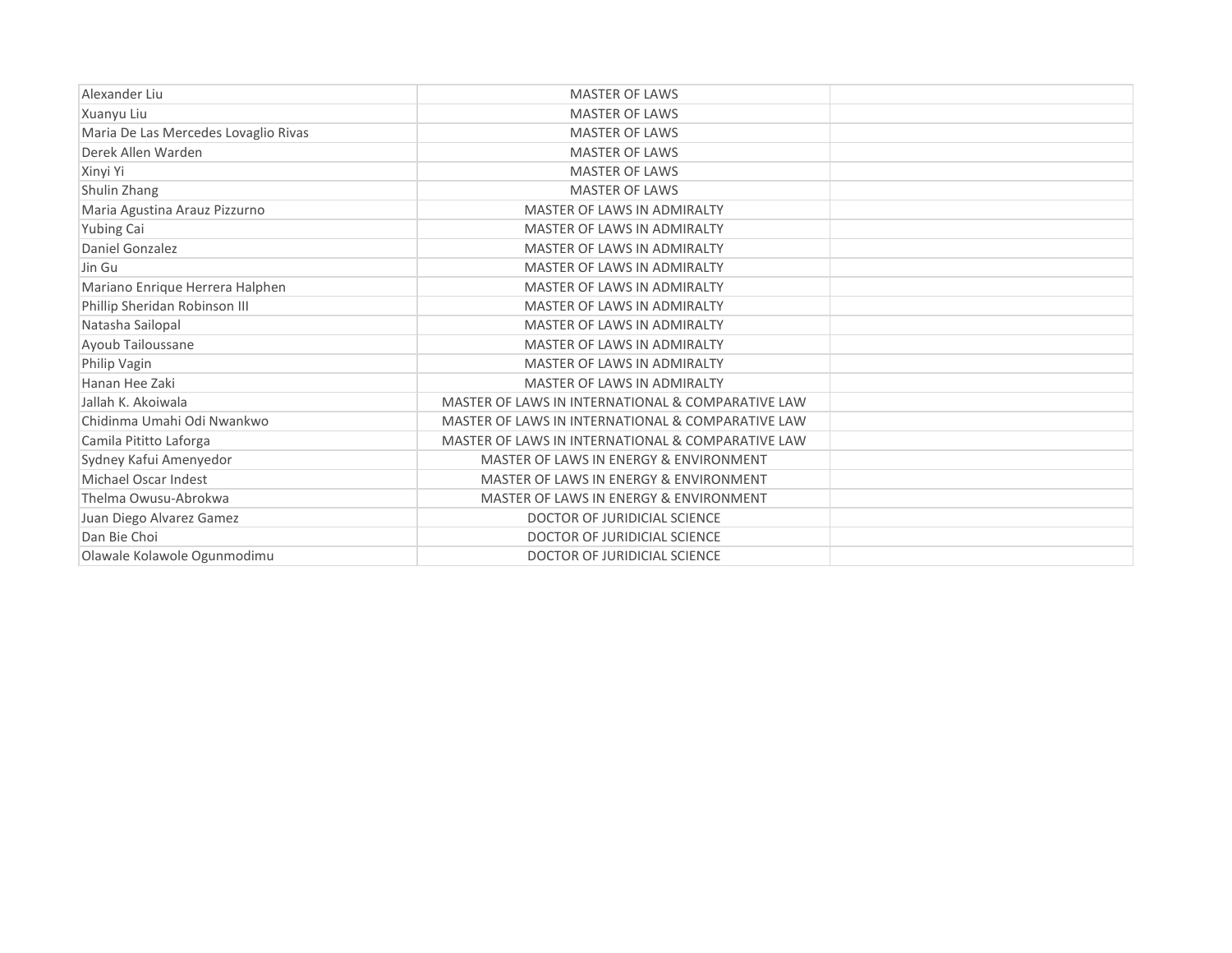| | | |
|---|---|---|
| Alexander Liu | MASTER OF LAWS | |
| Xuanyu Liu | MASTER OF LAWS | |
| Maria De Las Mercedes Lovaglio Rivas | MASTER OF LAWS | |
| Derek Allen Warden | MASTER OF LAWS | |
| Xinyi Yi | MASTER OF LAWS | |
| Shulin Zhang | MASTER OF LAWS | |
| Maria Agustina Arauz Pizzurno | MASTER OF LAWS IN ADMIRALTY | |
| Yubing Cai | MASTER OF LAWS IN ADMIRALTY | |
| Daniel Gonzalez | MASTER OF LAWS IN ADMIRALTY | |
| Jin Gu | MASTER OF LAWS IN ADMIRALTY | |
| Mariano Enrique Herrera Halphen | MASTER OF LAWS IN ADMIRALTY | |
| Phillip Sheridan Robinson III | MASTER OF LAWS IN ADMIRALTY | |
| Natasha Sailopal | MASTER OF LAWS IN ADMIRALTY | |
| Ayoub Tailoussane | MASTER OF LAWS IN ADMIRALTY | |
| Philip Vagin | MASTER OF LAWS IN ADMIRALTY | |
| Hanan Hee Zaki | MASTER OF LAWS IN ADMIRALTY | |
| Jallah K. Akoiwala | MASTER OF LAWS IN INTERNATIONAL & COMPARATIVE LAW | |
| Chidinma Umahi Odi Nwankwo | MASTER OF LAWS IN INTERNATIONAL & COMPARATIVE LAW | |
| Camila Pititto Laforga | MASTER OF LAWS IN INTERNATIONAL & COMPARATIVE LAW | |
| Sydney Kafui Amenyedor | MASTER OF LAWS IN ENERGY & ENVIRONMENT | |
| Michael Oscar Indest | MASTER OF LAWS IN ENERGY & ENVIRONMENT | |
| Thelma Owusu-Abrokwa | MASTER OF LAWS IN ENERGY & ENVIRONMENT | |
| Juan Diego Alvarez Gamez | DOCTOR OF JURIDICIAL SCIENCE | |
| Dan Bie Choi | DOCTOR OF JURIDICIAL SCIENCE | |
| Olawale Kolawole Ogunmodimu | DOCTOR OF JURIDICIAL SCIENCE | |